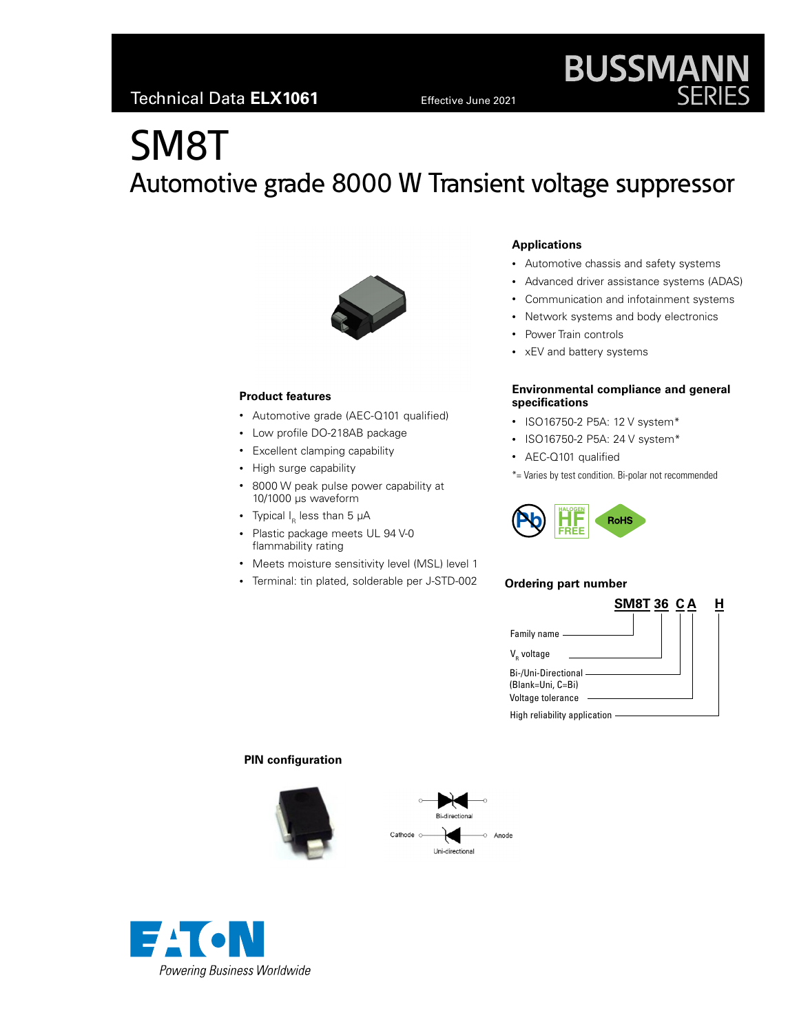Technical Data **ELX1061** Effective June 2021

BUSSMANN SERIES

# SM8T

## Automotive grade 8000 W Transient voltage suppressor

### Applications

- Automotive chassis and safety systems
- Advanced driver assistance systems (ADAS)
- Communication and infotainment systems
- Network systems and body electronics
- Power Train controls
- xEV and battery systems

### Product features

- Automotive grade (AEC-Q101 qualified)
- Low profile DO-218AB package
- Excellent clamping capability
- High surge capability
- 8000 W peak pulse power capability at 10/1000 µs waveform
- Typical $I_R$ less than 5 µA
- Plastic package meets UL 94 V-0 flammability rating
- Meets moisture sensitivity level (MSL) level 1
- Terminal: tin plated, solderable per J-STD-002

### Environmental compliance and general specifications

- ISO16750-2 P5A: 12 V system*
- ISO16750-2 P5A: 24 V system*
- AEC-Q101 qualified

*= Varies by test condition. Bi-polar not recommended

Pb HALOGEN HF FREE RoHS

### Ordering part number

**SM8T 36 C A H**

- SM8T — Family name
- 36 — $V_R$ voltage
- C — Bi-/Uni-Directional (Blank=Uni, C=Bi)
- A — Voltage tolerance
- H — High reliability application

### PIN configuration

Bi-directional

Cathode — Anode

Uni-directional

EATON

*Powering Business Worldwide*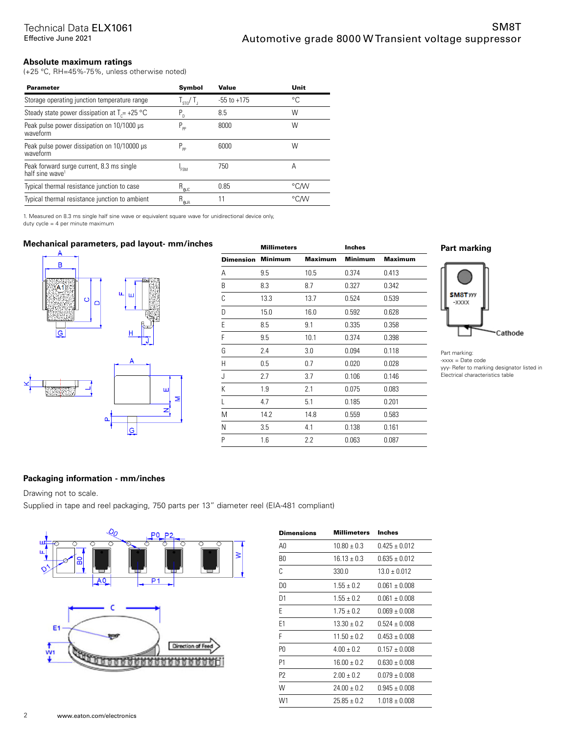## Absolute maximum ratings

(+25 °C, RH=45%-75%, unless otherwise noted)

| Parameter | Symbol | Value | Unit |
|---|---|---|---|
| Storage operating junction temperature range | $T_{STG}$/ $T_J$ | -55 to +175 | °C |
| Steady state power dissipation at $T_C$= +25 °C | $P_D$ | 8.5 | W |
| Peak pulse power dissipation on 10/1000 µs waveform | $P_{PP}$ | 8000 | W |
| Peak pulse power dissipation on 10/10000 µs waveform | $P_{PP}$ | 6000 | W |
| Peak forward surge current, 8.3 ms single half sine wave[1] | $I_{FSM}$ | 750 | A |
| Typical thermal resistance junction to case | $R_{\theta JC}$ | 0.85 | °C/W |
| Typical thermal resistance junction to ambient | $R_{\theta JA}$ | 11 | °C/W |

1. Measured on 8.3 ms single half sine wave or equivalent square wave for unidirectional device only, duty cycle = 4 per minute maximum

## Mechanical parameters, pad layout- mm/inches

| | Millimeters | | Inches | |
|---|---|---|---|---|
| Dimension | Minimum | Maximum | Minimum | Maximum |
| A | 9.5 | 10.5 | 0.374 | 0.413 |
| B | 8.3 | 8.7 | 0.327 | 0.342 |
| C | 13.3 | 13.7 | 0.524 | 0.539 |
| D | 15.0 | 16.0 | 0.592 | 0.628 |
| E | 8.5 | 9.1 | 0.335 | 0.358 |
| F | 9.5 | 10.1 | 0.374 | 0.398 |
| G | 2.4 | 3.0 | 0.094 | 0.118 |
| H | 0.5 | 0.7 | 0.020 | 0.028 |
| J | 2.7 | 3.7 | 0.106 | 0.146 |
| K | 1.9 | 2.1 | 0.075 | 0.083 |
| L | 4.7 | 5.1 | 0.185 | 0.201 |
| M | 14.2 | 14.8 | 0.559 | 0.583 |
| N | 3.5 | 4.1 | 0.138 | 0.161 |
| P | 1.6 | 2.2 | 0.063 | 0.087 |

## Part marking

SM8Tyyy
-XXXX

Cathode

Part marking:
-xxxx = Date code
yyy- Refer to marking designator listed in Electrical characteristics table

## Packaging information - mm/inches

Drawing not to scale.

Supplied in tape and reel packaging, 750 parts per 13" diameter reel (EIA-481 compliant)

| Dimensions | Millimeters | Inches |
|---|---|---|
| A0 | 10.80 ± 0.3 | 0.425 ± 0.012 |
| B0 | 16.13 ± 0.3 | 0.635 ± 0.012 |
| C | 330.0 | 13.0 ± 0.012 |
| D0 | 1.55 ± 0.2 | 0.061 ± 0.008 |
| D1 | 1.55 ± 0.2 | 0.061 ± 0.008 |
| E | 1.75 ± 0.2 | 0.069 ± 0.008 |
| E1 | 13.30 ± 0.2 | 0.524 ± 0.008 |
| F | 11.50 ± 0.2 | 0.453 ± 0.008 |
| P0 | 4.00 ± 0.2 | 0.157 ± 0.008 |
| P1 | 16.00 ± 0.2 | 0.630 ± 0.008 |
| P2 | 2.00 ± 0.2 | 0.079 ± 0.008 |
| W | 24.00 ± 0.2 | 0.945 ± 0.008 |
| W1 | 25.85 ± 0.2 | 1.018 ± 0.008 |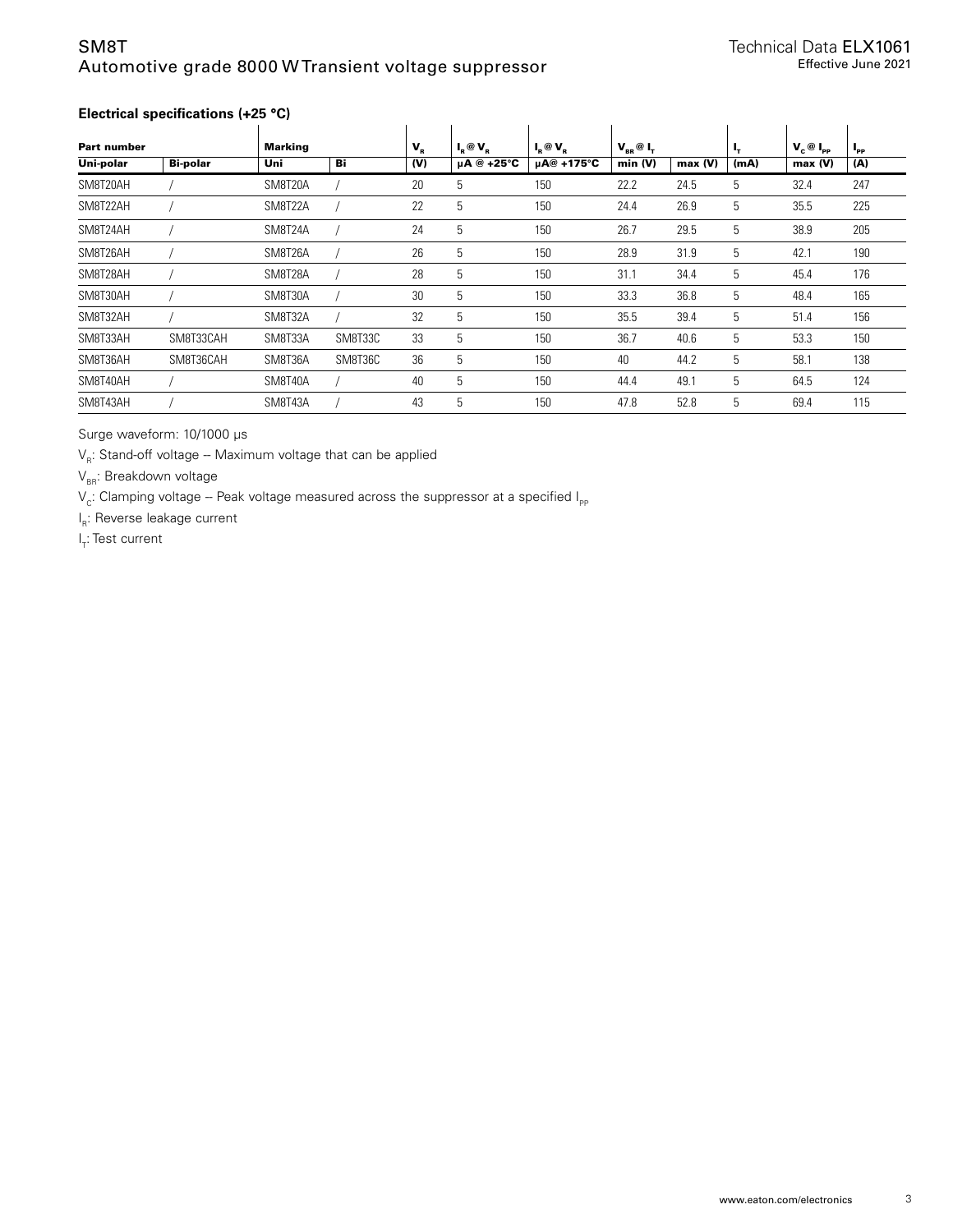### Electrical specifications (+25 °C)

| Part number | | Marking | | $V_R$ | $I_R$ @ $V_R$ | $I_R$ @ $V_R$ | $V_{BR}$ @ $I_T$ | | $I_T$ | $V_C$ @ $I_{PP}$ | $I_{PP}$ |
|---|---|---|---|---|---|---|---|---|---|---|---|
| Uni-polar | Bi-polar | Uni | Bi | (V) | µA @ +25°C | µA@ +175°C | min (V) | max (V) | (mA) | max (V) | (A) |
| SM8T20AH | / | SM8T20A | / | 20 | 5 | 150 | 22.2 | 24.5 | 5 | 32.4 | 247 |
| SM8T22AH | / | SM8T22A | / | 22 | 5 | 150 | 24.4 | 26.9 | 5 | 35.5 | 225 |
| SM8T24AH | / | SM8T24A | / | 24 | 5 | 150 | 26.7 | 29.5 | 5 | 38.9 | 205 |
| SM8T26AH | / | SM8T26A | / | 26 | 5 | 150 | 28.9 | 31.9 | 5 | 42.1 | 190 |
| SM8T28AH | / | SM8T28A | / | 28 | 5 | 150 | 31.1 | 34.4 | 5 | 45.4 | 176 |
| SM8T30AH | / | SM8T30A | / | 30 | 5 | 150 | 33.3 | 36.8 | 5 | 48.4 | 165 |
| SM8T32AH | / | SM8T32A | / | 32 | 5 | 150 | 35.5 | 39.4 | 5 | 51.4 | 156 |
| SM8T33AH | SM8T33CAH | SM8T33A | SM8T33C | 33 | 5 | 150 | 36.7 | 40.6 | 5 | 53.3 | 150 |
| SM8T36AH | SM8T36CAH | SM8T36A | SM8T36C | 36 | 5 | 150 | 40 | 44.2 | 5 | 58.1 | 138 |
| SM8T40AH | / | SM8T40A | / | 40 | 5 | 150 | 44.4 | 49.1 | 5 | 64.5 | 124 |
| SM8T43AH | / | SM8T43A | / | 43 | 5 | 150 | 47.8 | 52.8 | 5 | 69.4 | 115 |

Surge waveform: 10/1000 µs

$V_R$: Stand-off voltage – Maximum voltage that can be applied

$V_{BR}$: Breakdown voltage

$V_C$: Clamping voltage -- Peak voltage measured across the suppressor at a specified $I_{PP}$

$I_R$: Reverse leakage current

$I_T$: Test current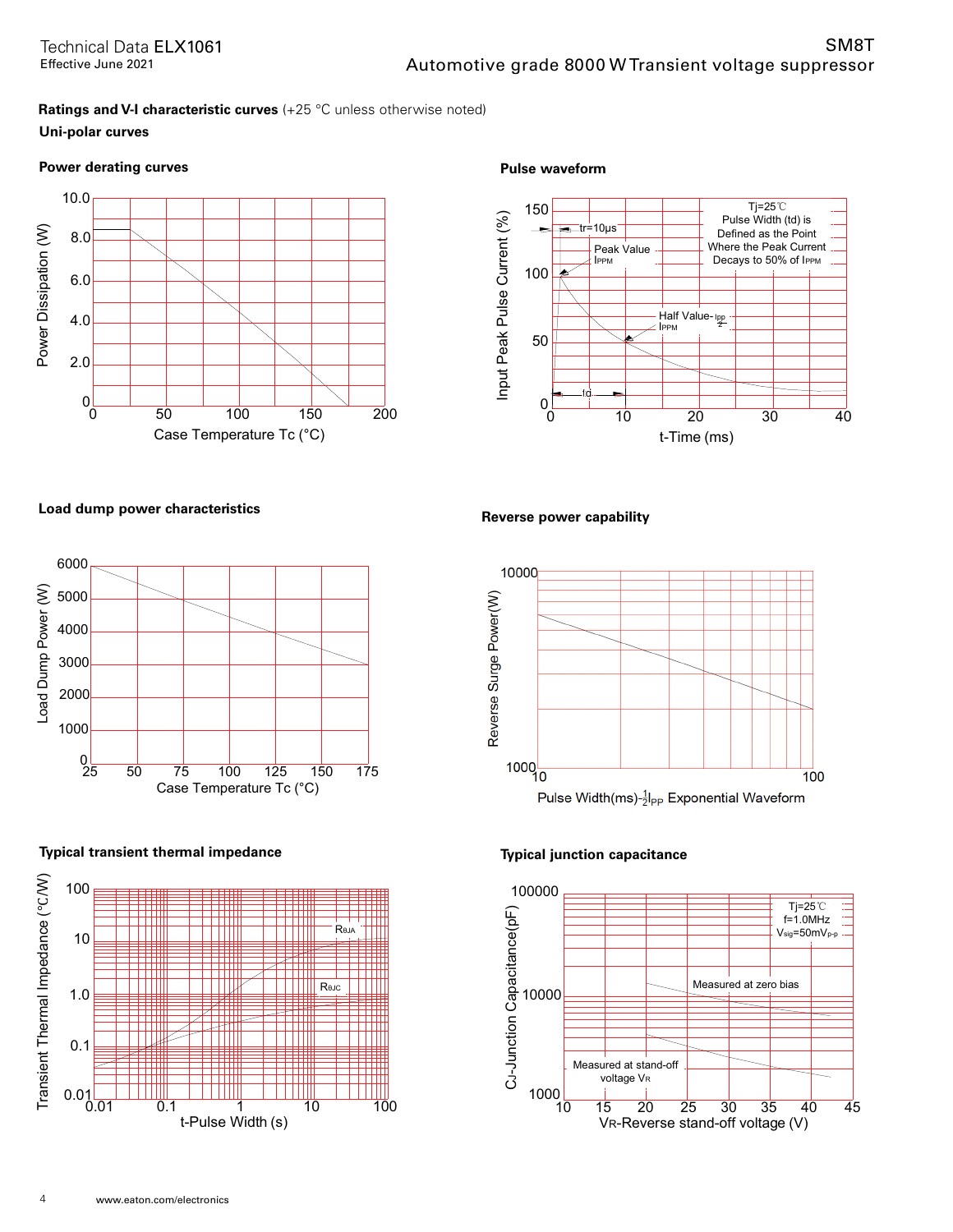**Ratings and V-I characteristic curves** (+25 °C unless otherwise noted)

**Uni-polar curves**

**Power derating curves**

Power Dissipation (W)

10.0
8.0
6.0
4.0
2.0
0

0 50 100 150 200

Case Temperature Tc (°C)

**Pulse waveform**

Input Peak Pulse Current (%)

150
100
50
0

tr=10μs

Peak Value $I_{PPM}$

Tj=25℃
Pulse Width (td) is Defined as the Point Where the Peak Current Decays to 50% of $I_{PPM}$

Half Value- $\frac{I_{PP}}{2}$ $I_{PPM}$

td

0 10 20 30 40

t-Time (ms)

**Load dump power characteristics**

Load Dump Power (W)

6000
5000
4000
3000
2000
1000
0

25 50 75 100 125 150 175

Case Temperature Tc (°C)

**Reverse power capability**

Reverse Surge Power(W)

10000
1000

10 100

Pulse Width(ms)-$\frac{1}{2}I_{PP}$ Exponential Waveform

**Typical transient thermal impedance**

Transient Thermal Impedance (℃/W)

100
10
1.0
0.1
0.01

$R_{\theta JA}$

$R_{\theta JC}$

0.01 0.1 1 10 100

t-Pulse Width (s)

**Typical junction capacitance**

CJ-Junction Capacitance(pF)

100000
10000
1000

Tj=25℃
f=1.0MHz
$V_{sig}$=50mV$_{p-p}$

Measured at zero bias

Measured at stand-off voltage $V_R$

10 15 20 25 30 35 40 45

$V_R$-Reverse stand-off voltage (V)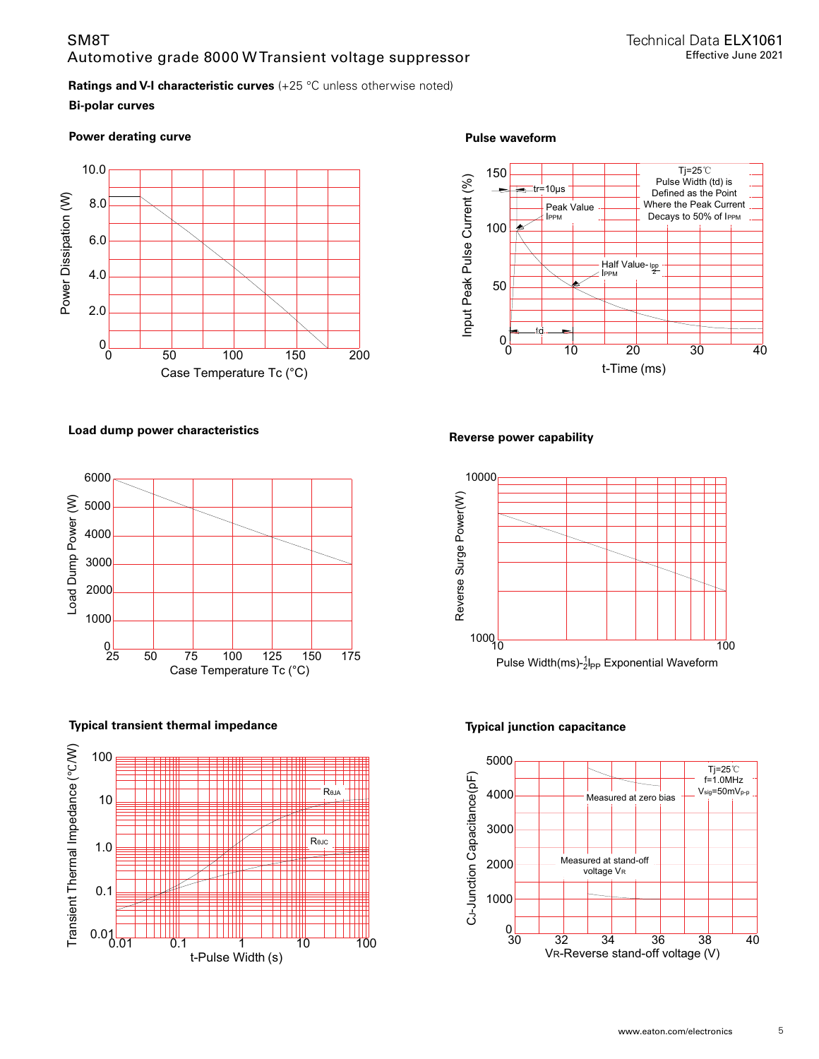**Ratings and V-I characteristic curves** (+25 °C unless otherwise noted)

**Bi-polar curves**

**Power derating curve**

Power Dissipation (W)

10.0, 8.0, 6.0, 4.0, 2.0, 0

0, 50, 100, 150, 200

Case Temperature Tc (°C)

**Pulse waveform**

Input Peak Pulse Current (%)

150, 100, 50, 0

0, 10, 20, 30, 40

t-Time (ms)

tr=10μs

Peak Value $I_{PPM}$

Half Value- $\frac{I_{PP}}{2}$ $I_{PPM}$

td

Tj=25℃
Pulse Width (td) is Defined as the Point Where the Peak Current Decays to 50% of $I_{PPM}$

**Load dump power characteristics**

Load Dump Power (W)

6000, 5000, 4000, 3000, 2000, 1000, 0

25, 50, 75, 100, 125, 150, 175

Case Temperature Tc (°C)

**Reverse power capability**

Reverse Surge Power(W)

10000, 1000

10, 100

Pulse Width(ms)-$\frac{1}{2}I_{PP}$ Exponential Waveform

**Typical transient thermal impedance**

Transient Thermal Impedance (°C/W)

100, 10, 1.0, 0.1, 0.01

0.01, 0.1, 1, 10, 100

t-Pulse Width (s)

$R_{\theta JA}$

$R_{\theta JC}$

**Typical junction capacitance**

CJ-Junction Capacitance(pF)

5000, 4000, 3000, 2000, 1000, 0

30, 32, 34, 36, 38, 40

VR-Reverse stand-off voltage (V)

Tj=25℃
f=1.0MHz
$V_{sig}$=50mVp-p

Measured at zero bias

Measured at stand-off voltage $V_R$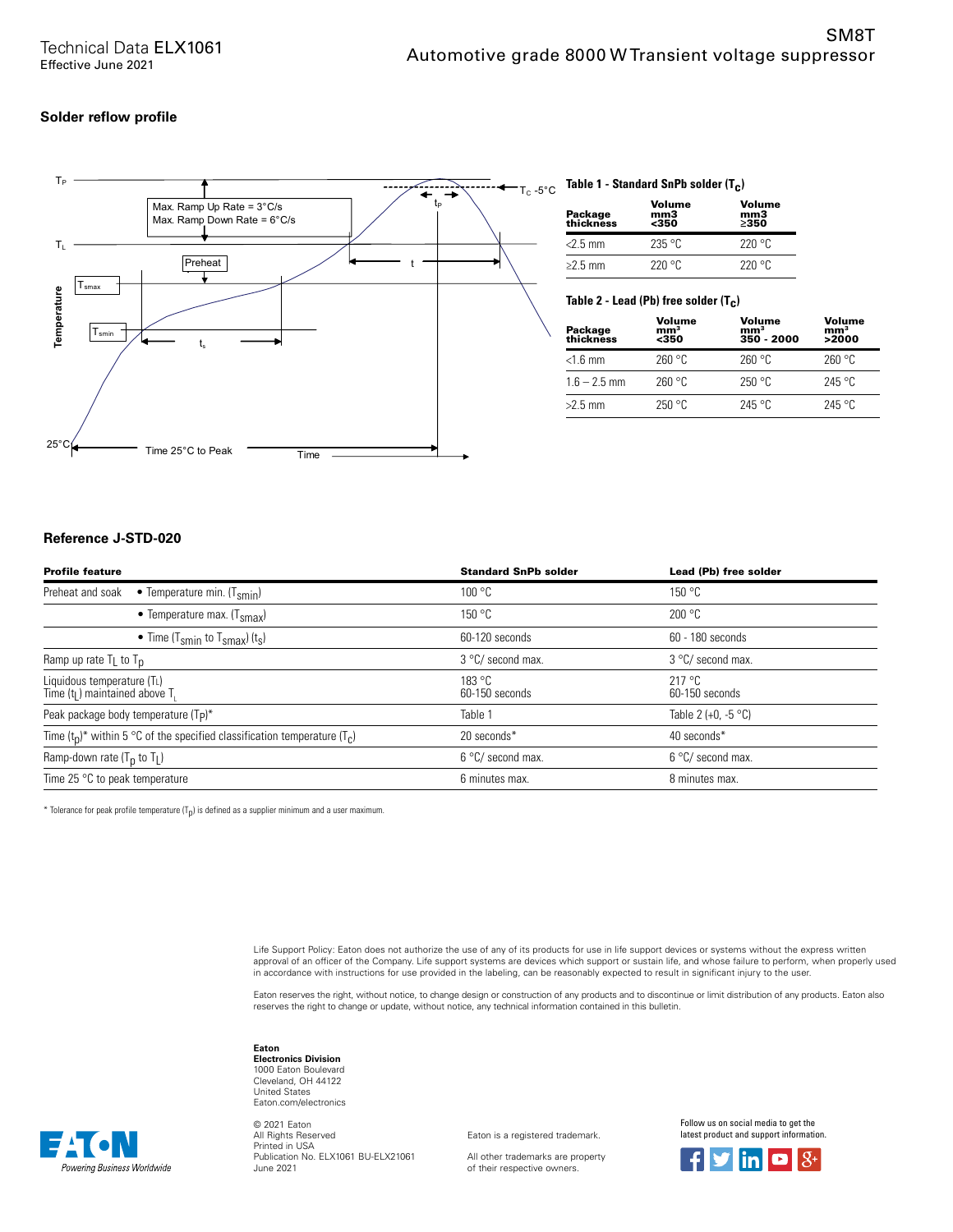## Solder reflow profile

**Table 1 - Standard SnPb solder ($T_C$)**

| Package thickness | Volume mm3 <350 | Volume mm3 ≥350 |
|---|---|---|
| <2.5 mm | 235 °C | 220 °C |
| ≥2.5 mm | 220 °C | 220 °C |

**Table 2 - Lead (Pb) free solder ($T_C$)**

| Package thickness | Volume mm³ <350 | Volume mm³ 350 - 2000 | Volume mm³ >2000 |
|---|---|---|---|
| <1.6 mm | 260 °C | 260 °C | 260 °C |
| 1.6 – 2.5 mm | 260 °C | 250 °C | 245 °C |
| >2.5 mm | 250 °C | 245 °C | 245 °C |

## Reference J-STD-020

| Profile feature | | Standard SnPb solder | Lead (Pb) free solder |
|---|---|---|---|
| Preheat and soak | • Temperature min. ($T_{smin}$) | 100 °C | 150 °C |
| | • Temperature max. ($T_{smax}$) | 150 °C | 200 °C |
| | • Time ($T_{smin}$ to $T_{smax}$) ($t_s$) | 60-120 seconds | 60 - 180 seconds |
| Ramp up rate $T_L$ to $T_p$ | | 3 °C/ second max. | 3 °C/ second max. |
| Liquidous temperature ($T_L$)<br>Time ($t_L$) maintained above $T_L$ | | 183 °C<br>60-150 seconds | 217 °C<br>60-150 seconds |
| Peak package body temperature ($T_P$)* | | Table 1 | Table 2 (+0, -5 °C) |
| Time ($t_p$)* within 5 °C of the specified classification temperature ($T_C$) | | 20 seconds* | 40 seconds* |
| Ramp-down rate ($T_p$ to $T_L$) | | 6 °C/ second max. | 6 °C/ second max. |
| Time 25 °C to peak temperature | | 6 minutes max. | 8 minutes max. |

* Tolerance for peak profile temperature ($T_p$) is defined as a supplier minimum and a user maximum.

Life Support Policy: Eaton does not authorize the use of any of its products for use in life support devices or systems without the express written approval of an officer of the Company. Life support systems are devices which support or sustain life, and whose failure to perform, when properly used in accordance with instructions for use provided in the labeling, can be reasonably expected to result in significant injury to the user.

Eaton reserves the right, without notice, to change design or construction of any products and to discontinue or limit distribution of any products. Eaton also reserves the right to change or update, without notice, any technical information contained in this bulletin.

**Eaton**
**Electronics Division**
1000 Eaton Boulevard
Cleveland, OH 44122
United States
Eaton.com/electronics

© 2021 Eaton
All Rights Reserved
Printed in USA
Publication No. ELX1061 BU-ELX21061
June 2021

Eaton is a registered trademark.

All other trademarks are property of their respective owners.

Follow us on social media to get the latest product and support information.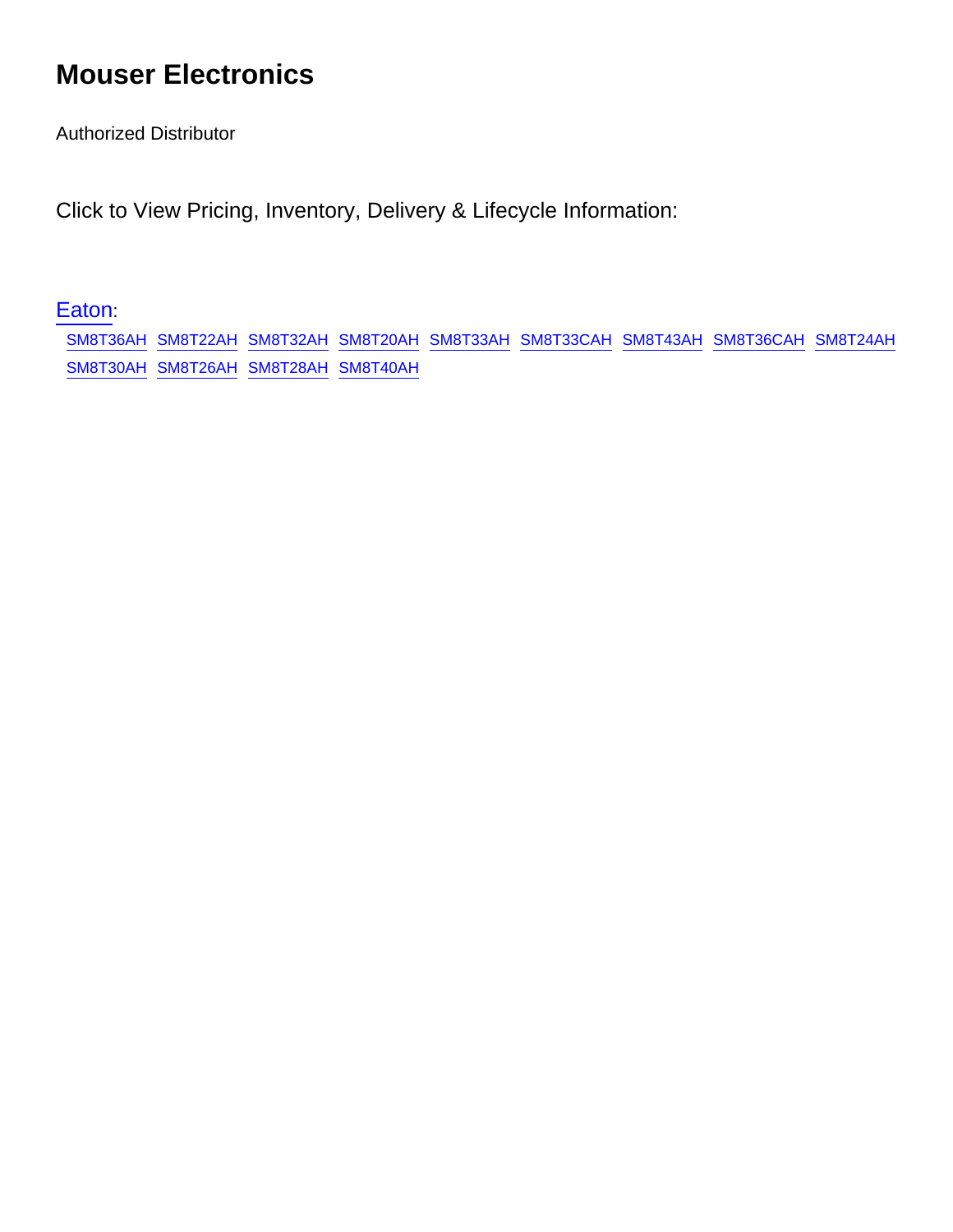# Mouser Electronics

Authorized Distributor

Click to View Pricing, Inventory, Delivery & Lifecycle Information:

Eaton:

SM8T36AH SM8T22AH SM8T32AH SM8T20AH SM8T33AH SM8T33CAH SM8T43AH SM8T36CAH SM8T24AH SM8T30AH SM8T26AH SM8T28AH SM8T40AH